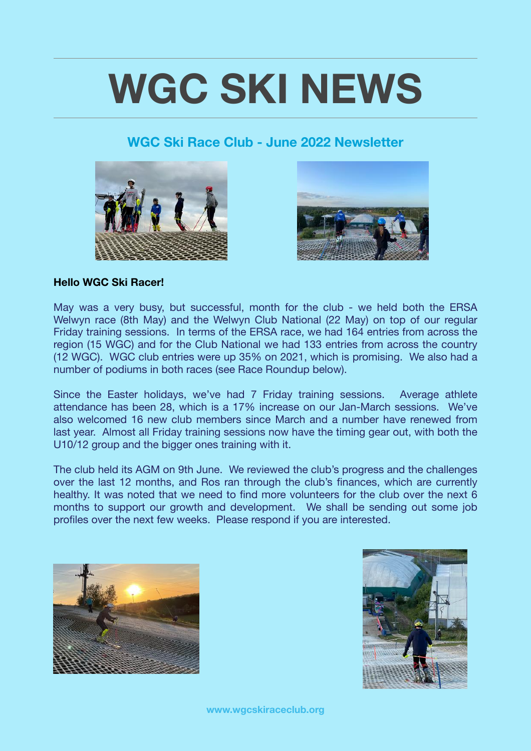# WGC SKI NEWS

## WGC Ski Race Club - June 2022 Newsletter

**Hello WGC Ski Racer!**

May was a very busy, but successful, month for the club - we held both the ERSA Welwyn race (8th May) and the Welwyn Club National (22 May) on top of our regular Friday training sessions. In terms of the ERSA race, we had 164 entries from across the region (15 WGC) and for the Club National we had 133 entries from across the country (12 WGC). WGC club entries were up 35% on 2021, which is promising. We also had a number of podiums in both races (see Race Roundup below).

Since the Easter holidays, we've had 7 Friday training sessions. Average athlete attendance has been 28, which is a 17% increase on our Jan-March sessions. We've also welcomed 16 new club members since March and a number have renewed from last year. Almost all Friday training sessions now have the timing gear out, with both the U10/12 group and the bigger ones training with it.

The club held its AGM on 9th June. We reviewed the club's progress and the challenges over the last 12 months, and Ros ran through the club's finances, which are currently healthy. It was noted that we need to find more volunteers for the club over the next 6 months to support our growth and development. We shall be sending out some job profiles over the next few weeks. Please respond if you are interested.

www.wgcskiraceclub.org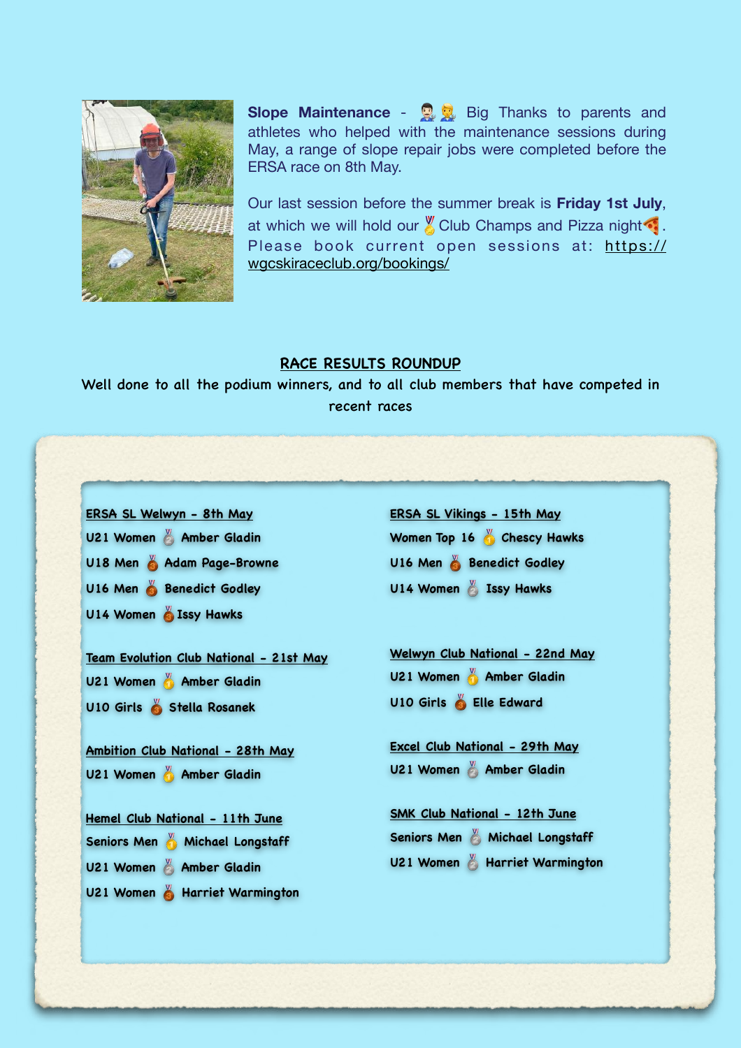**Slope Maintenance** - 👨‍🔧👩‍🔧 Big Thanks to parents and athletes who helped with the maintenance sessions during May, a range of slope repair jobs were completed before the ERSA race on 8th May.

Our last session before the summer break is **Friday 1st July**, at which we will hold our 🥇 Club Champs and Pizza night🍕. Please book current open sessions at: https://wgcskiraceclub.org/bookings/

## RACE RESULTS ROUNDUP

Well done to all the podium winners, and to all club members that have competed in recent races

**ERSA SL Welwyn - 8th May**

- U21 Women 🥈 Amber Gladin
- U18 Men 🥉 Adam Page-Browne
- U16 Men 🥉 Benedict Godley
- U14 Women 🥉 Issy Hawks

**Team Evolution Club National - 21st May**

- U21 Women 🥇 Amber Gladin
- U10 Girls 🥉 Stella Rosanek

**Ambition Club National - 28th May**

- U21 Women 🥇 Amber Gladin

**Hemel Club National - 11th June**

- Seniors Men 🥇 Michael Longstaff
- U21 Women 🥈 Amber Gladin
- U21 Women 🥉 Harriet Warmington

**ERSA SL Vikings - 15th May**

- Women Top 16 🥇 Chescy Hawks
- U16 Men 🥉 Benedict Godley
- U14 Women 🥈 Issy Hawks

**Welwyn Club National - 22nd May**

- U21 Women 🥇 Amber Gladin
- U10 Girls 🥉 Elle Edward

**Excel Club National - 29th May**

- U21 Women 🥈 Amber Gladin

**SMK Club National - 12th June**

- Seniors Men 🥈 Michael Longstaff
- U21 Women 🥈 Harriet Warmington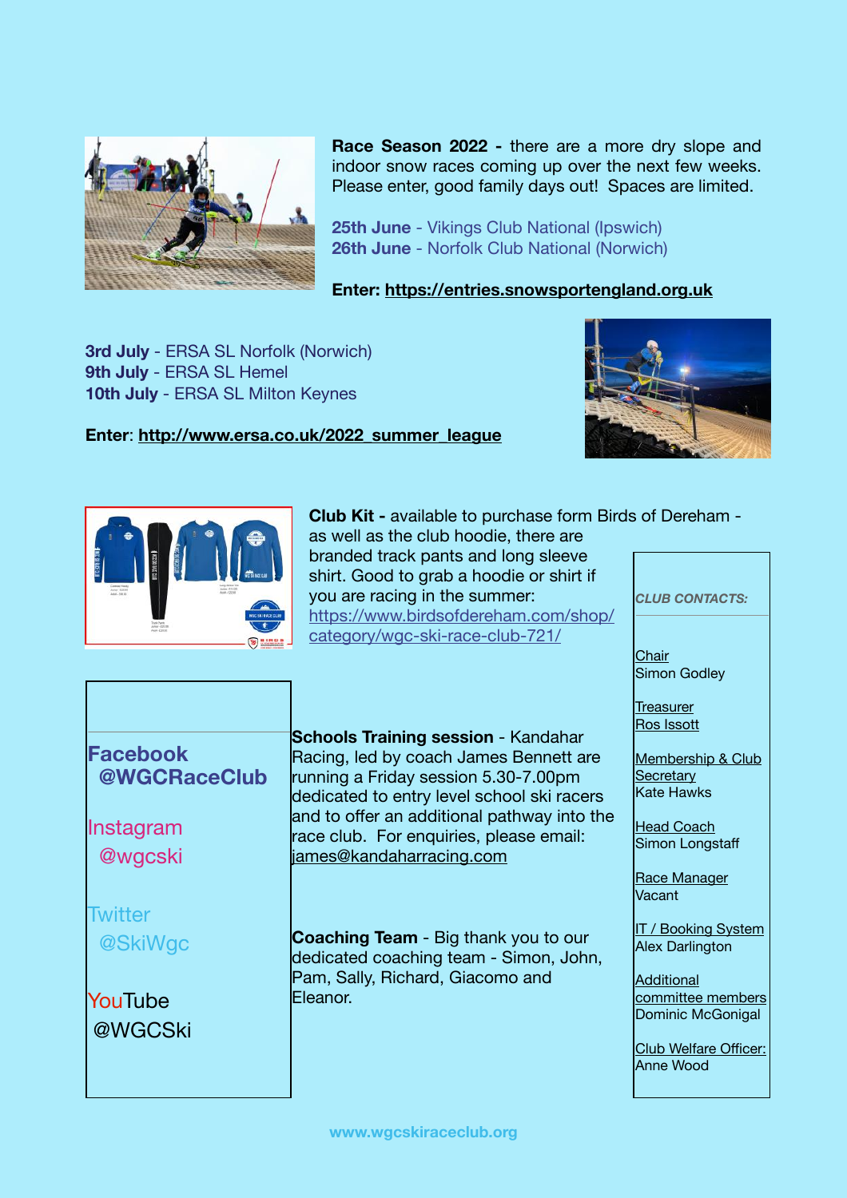**Race Season 2022 -** there are a more dry slope and indoor snow races coming up over the next few weeks. Please enter, good family days out! Spaces are limited.

**25th June** - Vikings Club National (Ipswich)
**26th June** - Norfolk Club National (Norwich)

**Enter: https://entries.snowsportengland.org.uk**

**3rd July** - ERSA SL Norfolk (Norwich)
**9th July** - ERSA SL Hemel
**10th July** - ERSA SL Milton Keynes

**Enter**: **http://www.ersa.co.uk/2022_summer_league**

**Club Kit -** available to purchase form Birds of Dereham - as well as the club hoodie, there are branded track pants and long sleeve shirt. Good to grab a hoodie or shirt if you are racing in the summer: https://www.birdsofdereham.com/shop/category/wgc-ski-race-club-721/

**Schools Training session** - Kandahar Racing, led by coach James Bennett are running a Friday session 5.30-7.00pm dedicated to entry level school ski racers and to offer an additional pathway into the race club. For enquiries, please email: james@kandaharracing.com

**Coaching Team** - Big thank you to our dedicated coaching team - Simon, John, Pam, Sally, Richard, Giacomo and Eleanor.

**Facebook**
**@WGCRaceClub**

Instagram
@wgcski

Twitter
@SkiWgc

YouTube
@WGCSki

***CLUB CONTACTS:***

Chair
Simon Godley

Treasurer
Ros Issott

Membership & Club Secretary
Kate Hawks

Head Coach
Simon Longstaff

Race Manager
Vacant

IT / Booking System
Alex Darlington

Additional committee members
Dominic McGonigal

Club Welfare Officer:
Anne Wood

**www.wgcskiraceclub.org**